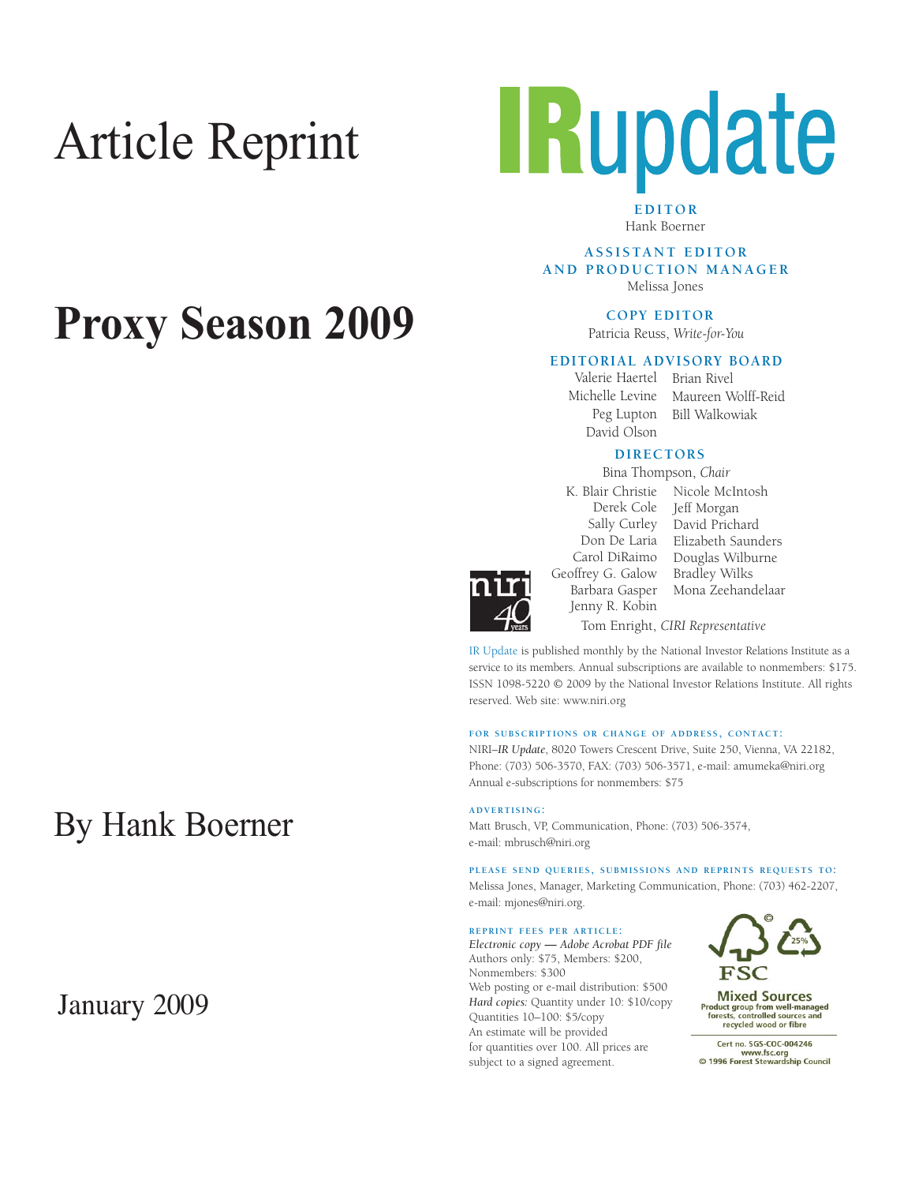# Article Reprint

# Proxy Season 2009

By Hank Boerner

January 2009

# IRupdate

**EDITOR**
Hank Boerner

**ASSISTANT EDITOR AND PRODUCTION MANAGER**
Melissa Jones

**COPY EDITOR**
Patricia Reuss, *Write-for-You*

**EDITORIAL ADVISORY BOARD**
Valerie Haertel
Michelle Levine
Peg Lupton
David Olson
Brian Rivel
Maureen Wolff-Reid
Bill Walkowiak

**DIRECTORS**
Bina Thompson, *Chair*
K. Blair Christie
Derek Cole
Sally Curley
Don De Laria
Carol DiRaimo
Geoffrey G. Galow
Barbara Gasper
Jenny R. Kobin
Nicole McIntosh
Jeff Morgan
David Prichard
Elizabeth Saunders
Douglas Wilburne
Bradley Wilks
Mona Zeehandelaar
Tom Enright, *CIRI Representative*

IR Update is published monthly by the National Investor Relations Institute as a service to its members. Annual subscriptions are available to nonmembers: $175. ISSN 1098-5220 © 2009 by the National Investor Relations Institute. All rights reserved. Web site: www.niri.org

**FOR SUBSCRIPTIONS OR CHANGE OF ADDRESS, CONTACT:**
NIRI–*IR Update*, 8020 Towers Crescent Drive, Suite 250, Vienna, VA 22182, Phone: (703) 506-3570, FAX: (703) 506-3571, e-mail: amumeka@niri.org
Annual e-subscriptions for nonmembers: $75

**ADVERTISING:**
Matt Brusch, VP, Communication, Phone: (703) 506-3574, e-mail: mbrusch@niri.org

**PLEASE SEND QUERIES, SUBMISSIONS AND REPRINTS REQUESTS TO:**
Melissa Jones, Manager, Marketing Communication, Phone: (703) 462-2207, e-mail: mjones@niri.org.

**REPRINT FEES PER ARTICLE:**
*Electronic copy — Adobe Acrobat PDF file*
Authors only: $75, Members: $200, Nonmembers: $300
Web posting or e-mail distribution: $500
*Hard copies:* Quantity under 10: $10/copy
Quantities 10–100: $5/copy
An estimate will be provided for quantities over 100. All prices are subject to a signed agreement.

FSC Mixed Sources
Product group from well-managed forests, controlled sources and recycled wood or fibre
Cert no. SGS-COC-004246
www.fsc.org
© 1996 Forest Stewardship Council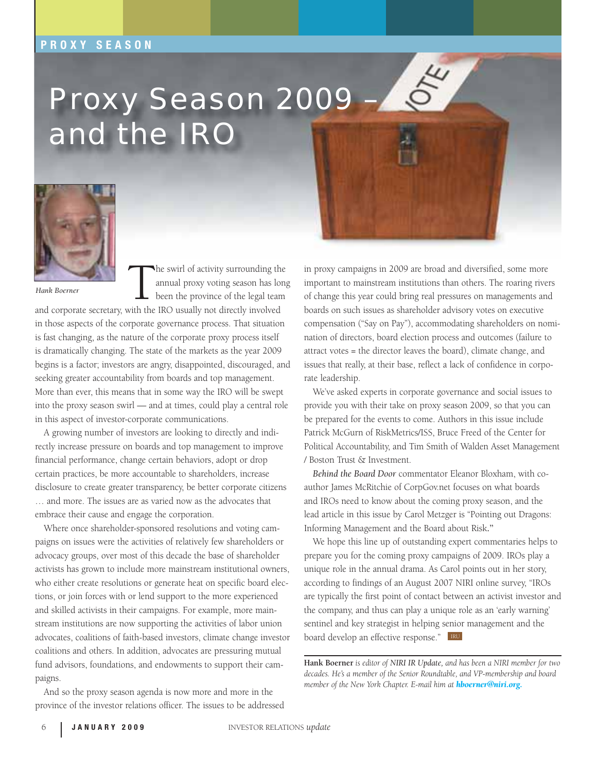PROXY SEASON

# Proxy Season 2009 – and the IRO

*Hank Boerner*

The swirl of activity surrounding the annual proxy voting season has long been the province of the legal team and corporate secretary, with the IRO usually not directly involved in those aspects of the corporate governance process. That situation is fast changing, as the nature of the corporate proxy process itself is dramatically changing. The state of the markets as the year 2009 begins is a factor; investors are angry, disappointed, discouraged, and seeking greater accountability from boards and top management. More than ever, this means that in some way the IRO will be swept into the proxy season swirl — and at times, could play a central role in this aspect of investor-corporate communications.

A growing number of investors are looking to directly and indirectly increase pressure on boards and top management to improve financial performance, change certain behaviors, adopt or drop certain practices, be more accountable to shareholders, increase disclosure to create greater transparency, be better corporate citizens … and more. The issues are as varied now as the advocates that embrace their cause and engage the corporation.

Where once shareholder-sponsored resolutions and voting campaigns on issues were the activities of relatively few shareholders or advocacy groups, over most of this decade the base of shareholder activists has grown to include more mainstream institutional owners, who either create resolutions or generate heat on specific board elections, or join forces with or lend support to the more experienced and skilled activists in their campaigns. For example, more mainstream institutions are now supporting the activities of labor union advocates, coalitions of faith-based investors, climate change investor coalitions and others. In addition, advocates are pressuring mutual fund advisors, foundations, and endowments to support their campaigns.

And so the proxy season agenda is now more and more in the province of the investor relations officer. The issues to be addressed in proxy campaigns in 2009 are broad and diversified, some more important to mainstream institutions than others. The roaring rivers of change this year could bring real pressures on managements and boards on such issues as shareholder advisory votes on executive compensation ("Say on Pay"), accommodating shareholders on nomination of directors, board election process and outcomes (failure to attract votes = the director leaves the board), climate change, and issues that really, at their base, reflect a lack of confidence in corporate leadership.

We've asked experts in corporate governance and social issues to provide you with their take on proxy season 2009, so that you can be prepared for the events to come. Authors in this issue include Patrick McGurn of RiskMetrics/ISS, Bruce Freed of the Center for Political Accountability, and Tim Smith of Walden Asset Management / Boston Trust & Investment.

*Behind the Board Door* commentator Eleanor Bloxham, with co-author James McRitchie of CorpGov.net focuses on what boards and IROs need to know about the coming proxy season, and the lead article in this issue by Carol Metzger is "Pointing out Dragons: Informing Management and the Board about Risk."

We hope this line up of outstanding expert commentaries helps to prepare you for the coming proxy campaigns of 2009. IROs play a unique role in the annual drama. As Carol points out in her story, according to findings of an August 2007 NIRI online survey, "IROs are typically the first point of contact between an activist investor and the company, and thus can play a unique role as an 'early warning' sentinel and key strategist in helping senior management and the board develop an effective response." IRU

---

**Hank Boerner** *is editor of NIRI IR Update, and has been a NIRI member for two decades. He's a member of the Senior Roundtable, and VP-membership and board member of the New York Chapter. E-mail him at* ***hboerner@niri.org.***